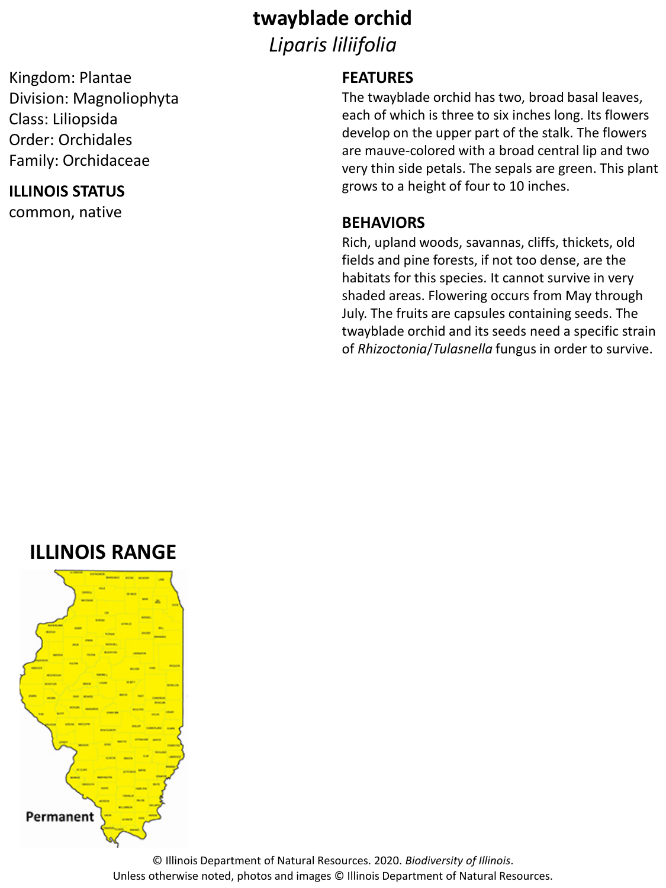# twayblade orchid

*Liparis liliifolia*

Kingdom: Plantae
Division: Magnoliophyta
Class: Liliopsida
Order: Orchidales
Family: Orchidaceae

## ILLINOIS STATUS

common, native

## FEATURES

The twayblade orchid has two, broad basal leaves, each of which is three to six inches long. Its flowers develop on the upper part of the stalk. The flowers are mauve-colored with a broad central lip and two very thin side petals. The sepals are green. This plant grows to a height of four to 10 inches.

## BEHAVIORS

Rich, upland woods, savannas, cliffs, thickets, old fields and pine forests, if not too dense, are the habitats for this species. It cannot survive in very shaded areas. Flowering occurs from May through July. The fruits are capsules containing seeds. The twayblade orchid and its seeds need a specific strain of *Rhizoctonia*/*Tulasnella* fungus in order to survive.

## ILLINOIS RANGE

Permanent

© Illinois Department of Natural Resources. 2020. *Biodiversity of Illinois*.
Unless otherwise noted, photos and images © Illinois Department of Natural Resources.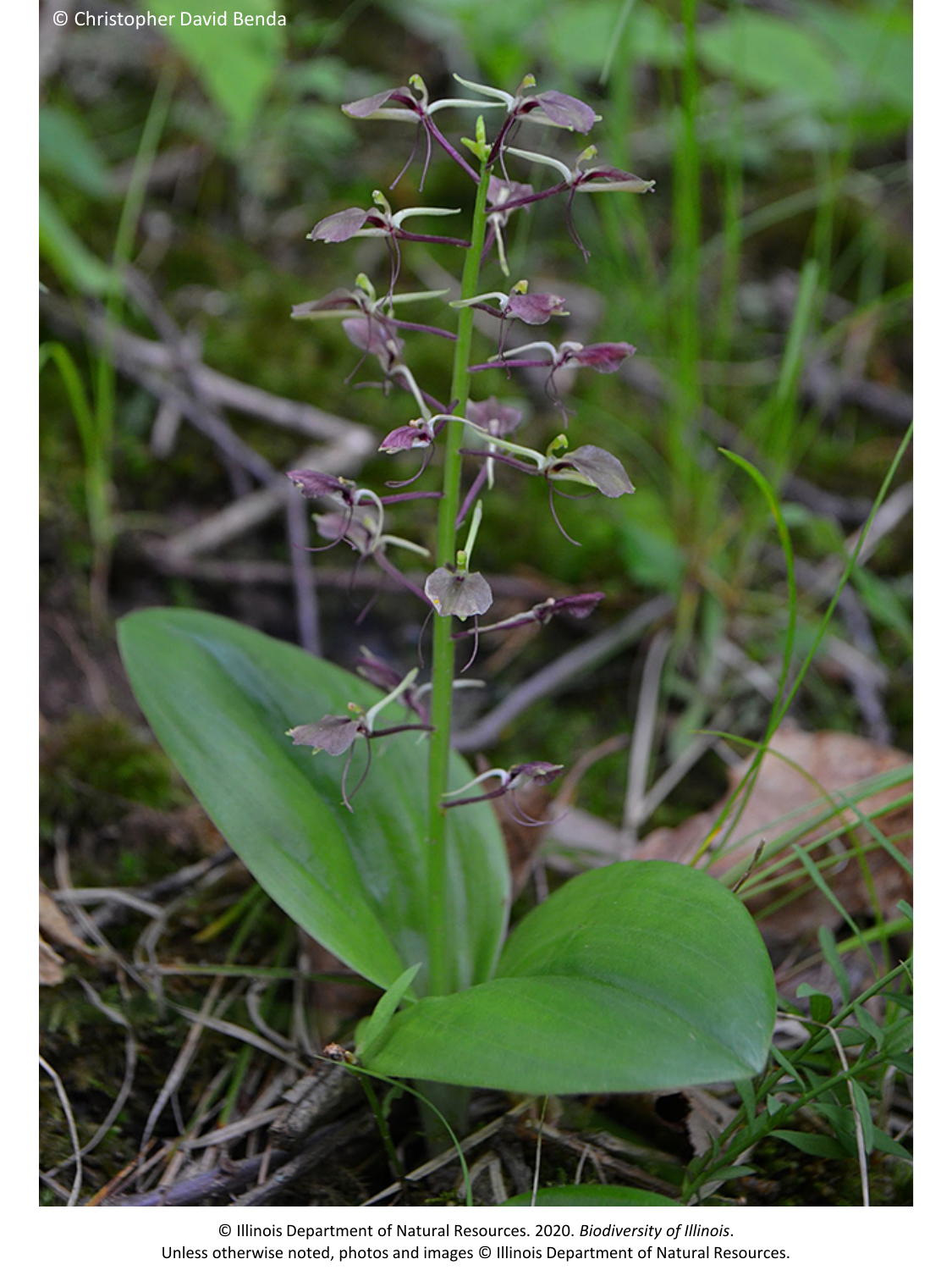© Christopher David Benda

© Illinois Department of Natural Resources. 2020. *Biodiversity of Illinois*.
Unless otherwise noted, photos and images © Illinois Department of Natural Resources.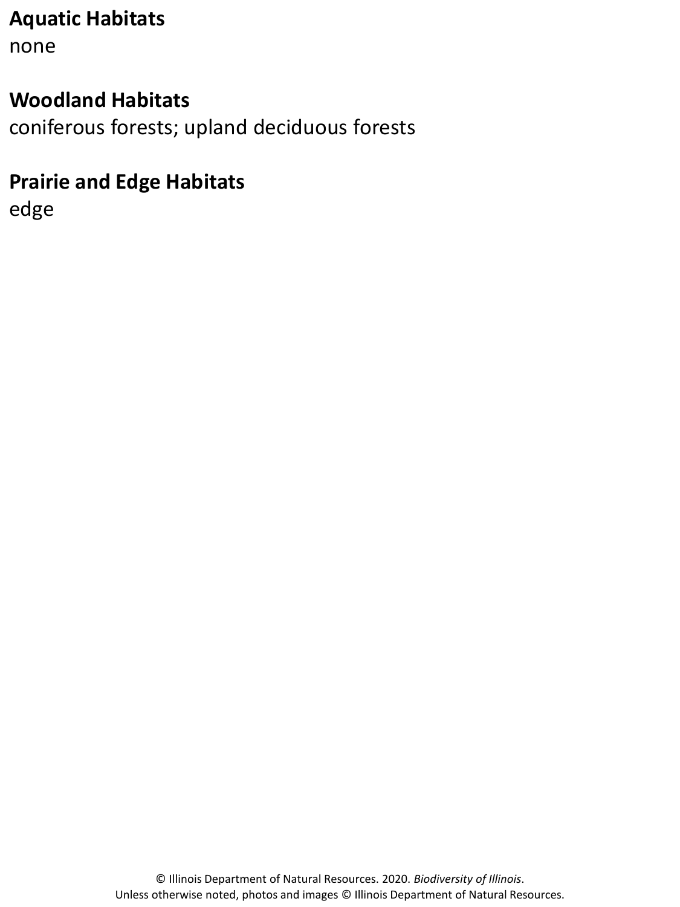**Aquatic Habitats**
none

**Woodland Habitats**
coniferous forests; upland deciduous forests

**Prairie and Edge Habitats**
edge

© Illinois Department of Natural Resources. 2020. *Biodiversity of Illinois*.
Unless otherwise noted, photos and images © Illinois Department of Natural Resources.